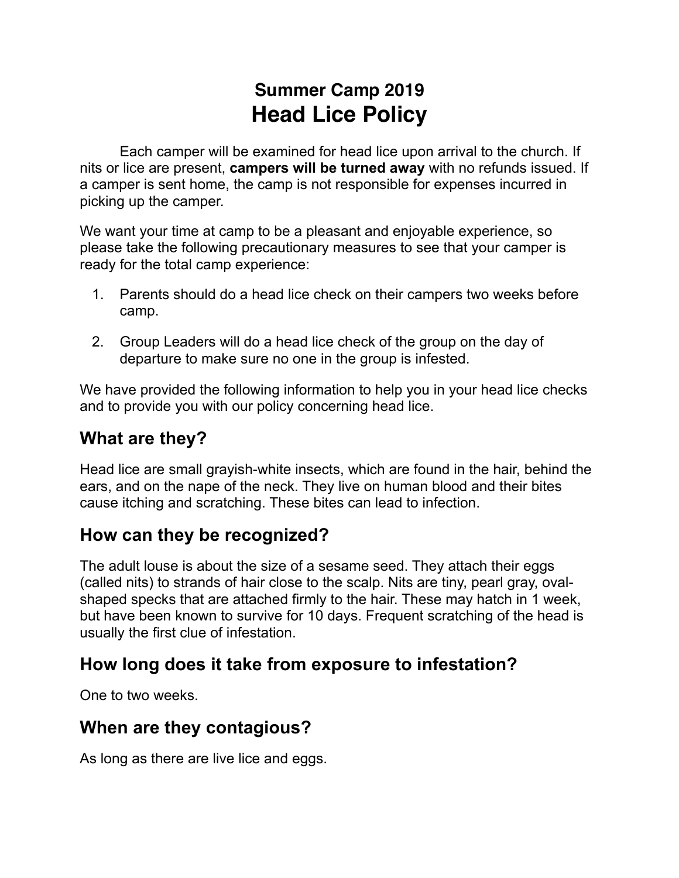# Summary Camp 2019

# Head Lice Policy

Each camper will be examined for head lice upon arrival to the church. If nits or lice are present, **campers will be turned away** with no refunds issued. If a camper is sent home, the camp is not responsible for expenses incurred in picking up the camper.

We want your time at camp to be a pleasant and enjoyable experience, so please take the following precautionary measures to see that your camper is ready for the total camp experience:

1. Parents should do a head lice check on their campers two weeks before camp.
2. Group Leaders will do a head lice check of the group on the day of departure to make sure no one in the group is infested.

We have provided the following information to help you in your head lice checks and to provide you with our policy concerning head lice.

## What are they?

Head lice are small grayish-white insects, which are found in the hair, behind the ears, and on the nape of the neck. They live on human blood and their bites cause itching and scratching. These bites can lead to infection.

## How can they be recognized?

The adult louse is about the size of a sesame seed. They attach their eggs (called nits) to strands of hair close to the scalp. Nits are tiny, pearl gray, oval-shaped specks that are attached firmly to the hair. These may hatch in 1 week, but have been known to survive for 10 days. Frequent scratching of the head is usually the first clue of infestation.

## How long does it take from exposure to infestation?

One to two weeks.

## When are they contagious?

As long as there are live lice and eggs.

# Summer Camp 2019

# Head Lice Policy

Each camper will be examined for head lice upon arrival to the church. If nits or lice are present, **campers will be turned away** with no refunds issued. If a camper is sent home, the camp is not responsible for expenses incurred in picking up the camper.

We want your time at camp to be a pleasant and enjoyable experience, so please take the following precautionary measures to see that your camper is ready for the total camp experience:

1. Parents should do a head lice check on their campers two weeks before camp.
2. Group Leaders will do a head lice check of the group on the day of departure to make sure no one in the group is infested.

We have provided the following information to help you in your head lice checks and to provide you with our policy concerning head lice.

## What are they?

Head lice are small grayish-white insects, which are found in the hair, behind the ears, and on the nape of the neck. They live on human blood and their bites cause itching and scratching. These bites can lead to infection.

## How can they be recognized?

The adult louse is about the size of a sesame seed. They attach their eggs (called nits) to strands of hair close to the scalp. Nits are tiny, pearl gray, oval-shaped specks that are attached firmly to the hair. These may hatch in 1 week, but have been known to survive for 10 days. Frequent scratching of the head is usually the first clue of infestation.

## How long does it take from exposure to infestation?

One to two weeks.

## When are they contagious?

As long as there are live lice and eggs.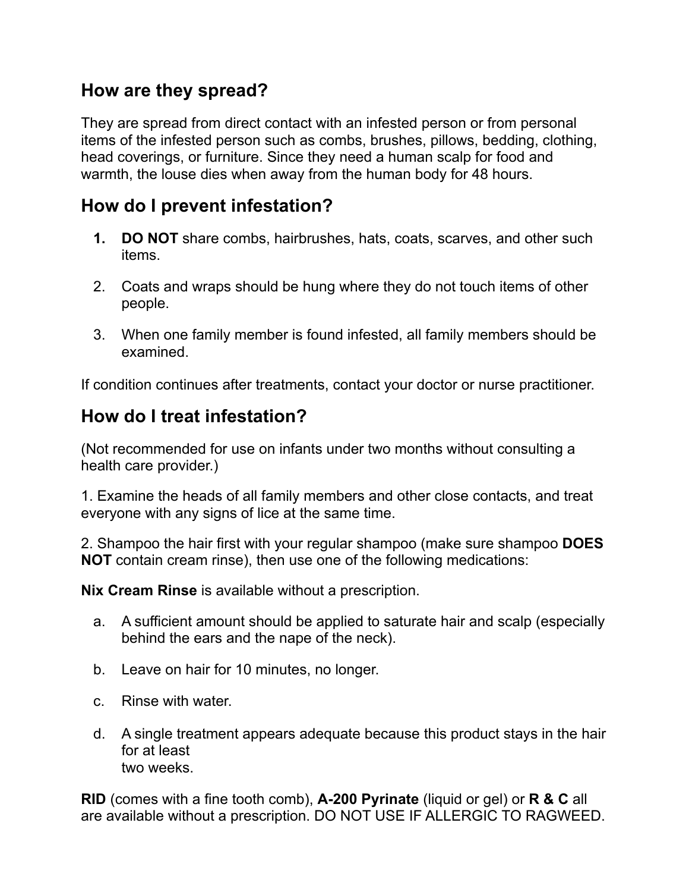## How are they spread?

They are spread from direct contact with an infested person or from personal items of the infested person such as combs, brushes, pillows, bedding, clothing, head coverings, or furniture. Since they need a human scalp for food and warmth, the louse dies when away from the human body for 48 hours.

## How do I prevent infestation?

1. **DO NOT** share combs, hairbrushes, hats, coats, scarves, and other such items.
2. Coats and wraps should be hung where they do not touch items of other people.
3. When one family member is found infested, all family members should be examined.

If condition continues after treatments, contact your doctor or nurse practitioner.

## How do I treat infestation?

(Not recommended for use on infants under two months without consulting a health care provider.)

1. Examine the heads of all family members and other close contacts, and treat everyone with any signs of lice at the same time.

2. Shampoo the hair first with your regular shampoo (make sure shampoo **DOES NOT** contain cream rinse), then use one of the following medications:

**Nix Cream Rinse** is available without a prescription.

a. A sufficient amount should be applied to saturate hair and scalp (especially behind the ears and the nape of the neck).

b. Leave on hair for 10 minutes, no longer.

c. Rinse with water.

d. A single treatment appears adequate because this product stays in the hair for at least two weeks.

**RID** (comes with a fine tooth comb), **A-200 Pyrinate** (liquid or gel) or **R & C** all are available without a prescription. DO NOT USE IF ALLERGIC TO RAGWEED.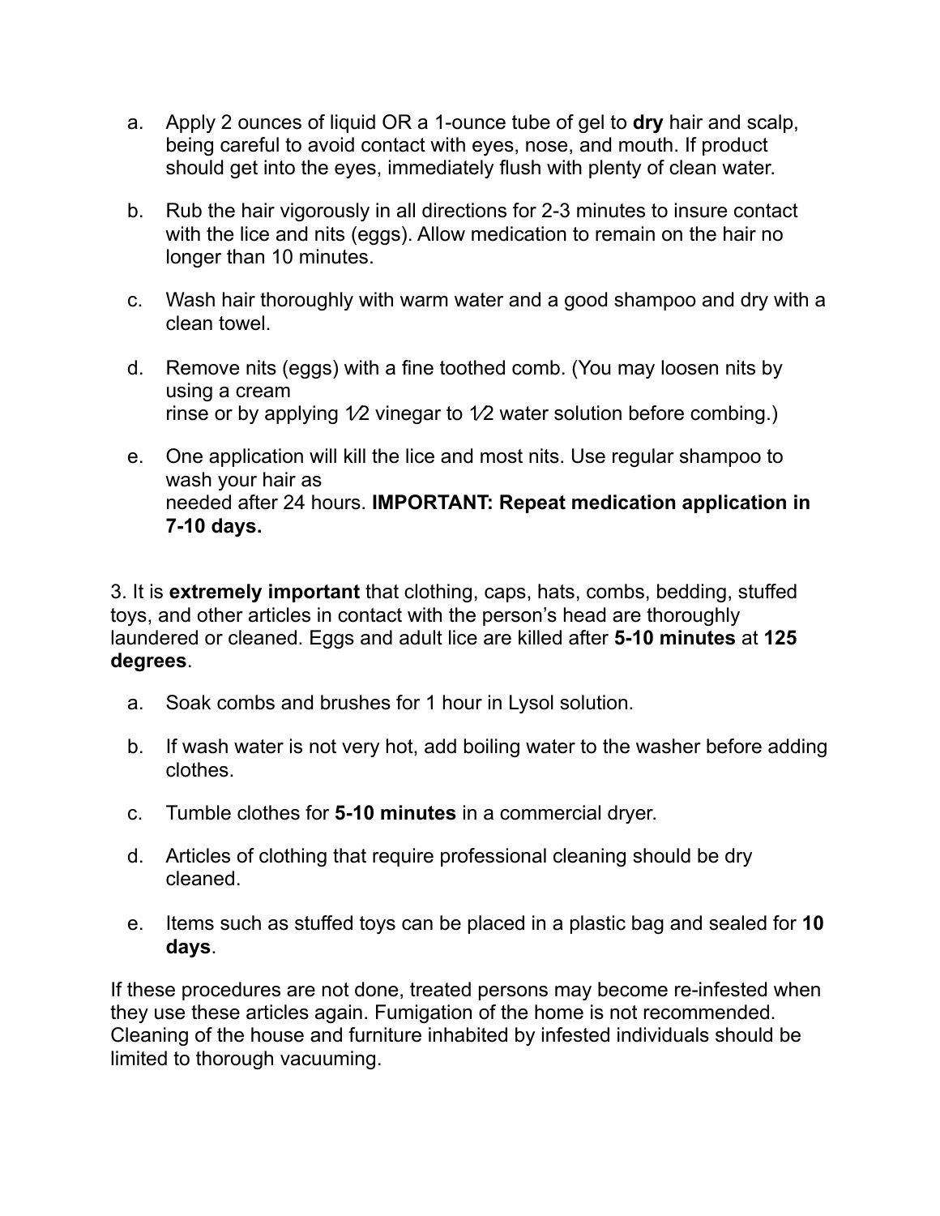a. Apply 2 ounces of liquid OR a 1-ounce tube of gel to **dry** hair and scalp, being careful to avoid contact with eyes, nose, and mouth. If product should get into the eyes, immediately flush with plenty of clean water.

b. Rub the hair vigorously in all directions for 2-3 minutes to insure contact with the lice and nits (eggs). Allow medication to remain on the hair no longer than 10 minutes.

c. Wash hair thoroughly with warm water and a good shampoo and dry with a clean towel.

d. Remove nits (eggs) with a fine toothed comb. (You may loosen nits by using a cream rinse or by applying 1⁄2 vinegar to 1⁄2 water solution before combing.)

e. One application will kill the lice and most nits. Use regular shampoo to wash your hair as needed after 24 hours. **IMPORTANT: Repeat medication application in 7-10 days.**

3. It is **extremely important** that clothing, caps, hats, combs, bedding, stuffed toys, and other articles in contact with the person's head are thoroughly laundered or cleaned. Eggs and adult lice are killed after **5-10 minutes** at **125 degrees**.

a. Soak combs and brushes for 1 hour in Lysol solution.

b. If wash water is not very hot, add boiling water to the washer before adding clothes.

c. Tumble clothes for **5-10 minutes** in a commercial dryer.

d. Articles of clothing that require professional cleaning should be dry cleaned.

e. Items such as stuffed toys can be placed in a plastic bag and sealed for **10 days**.

If these procedures are not done, treated persons may become re-infested when they use these articles again. Fumigation of the home is not recommended. Cleaning of the house and furniture inhabited by infested individuals should be limited to thorough vacuuming.